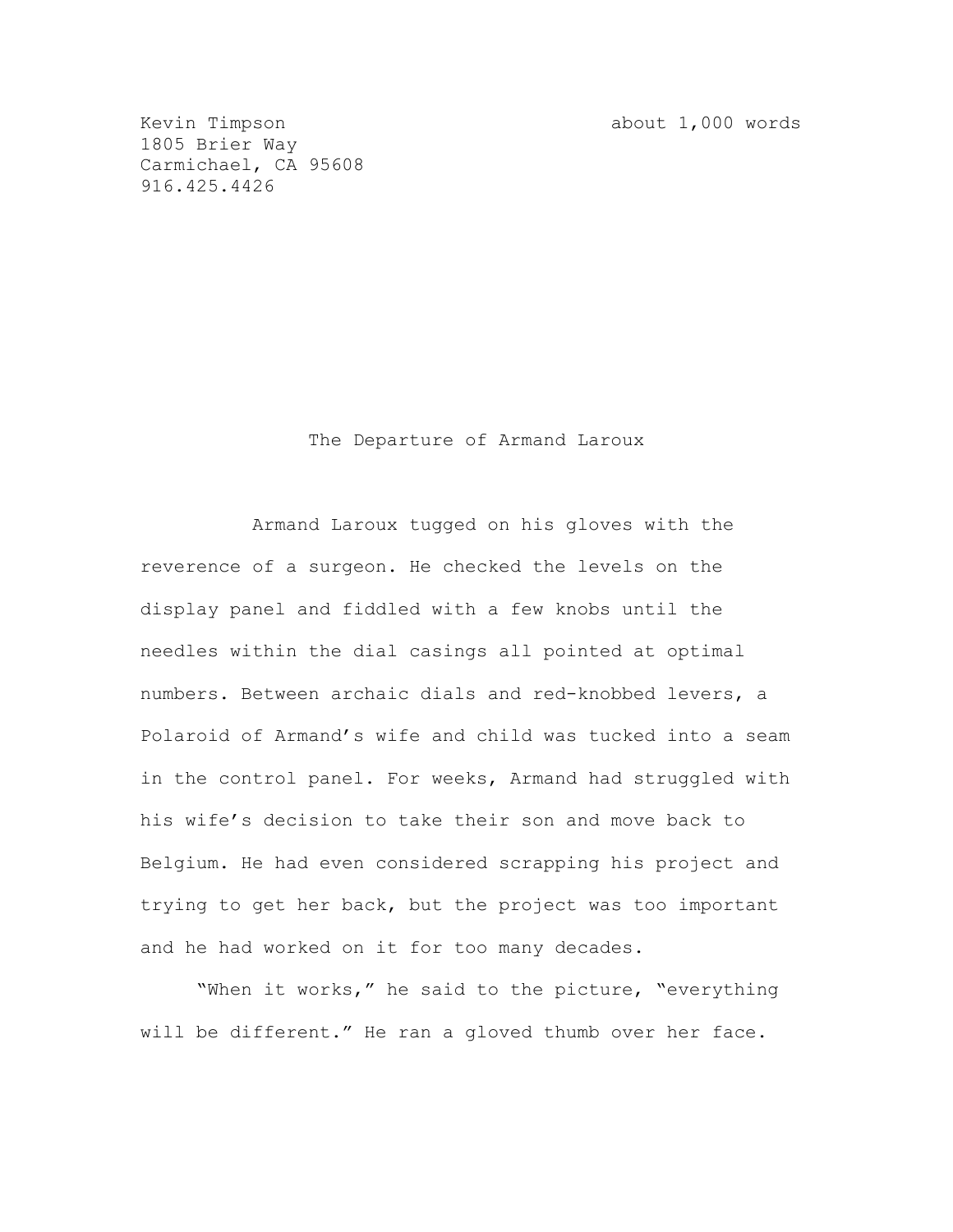Kevin Timpson
1805 Brier Way
Carmichael, CA 95608
916.425.4426

about 1,000 words

# The Departure of Armand Laroux

Armand Laroux tugged on his gloves with the reverence of a surgeon. He checked the levels on the display panel and fiddled with a few knobs until the needles within the dial casings all pointed at optimal numbers. Between archaic dials and red-knobbed levers, a Polaroid of Armand's wife and child was tucked into a seam in the control panel. For weeks, Armand had struggled with his wife's decision to take their son and move back to Belgium. He had even considered scrapping his project and trying to get her back, but the project was too important and he had worked on it for too many decades.

"When it works," he said to the picture, "everything will be different." He ran a gloved thumb over her face.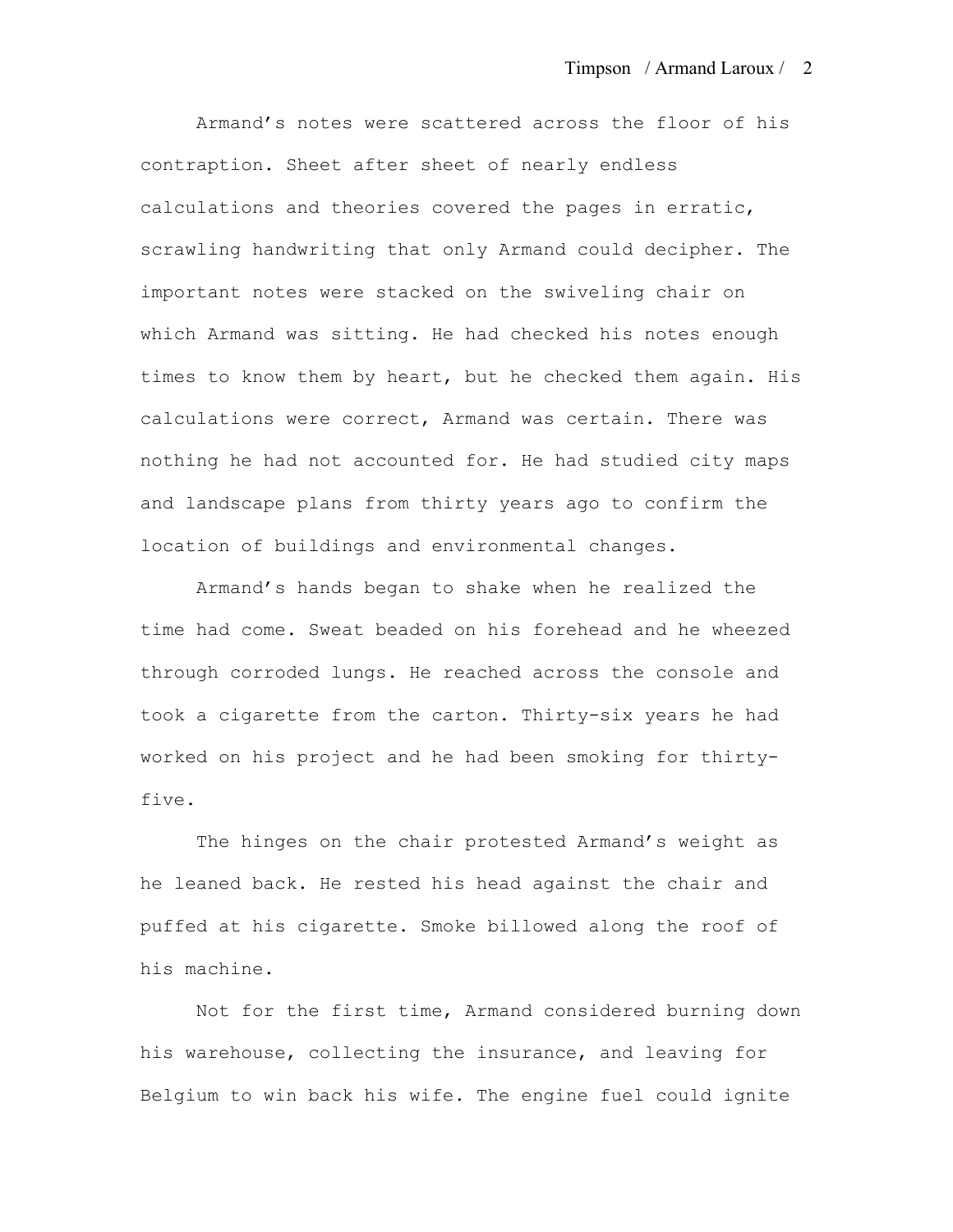Armand's notes were scattered across the floor of his contraption. Sheet after sheet of nearly endless calculations and theories covered the pages in erratic, scrawling handwriting that only Armand could decipher. The important notes were stacked on the swiveling chair on which Armand was sitting. He had checked his notes enough times to know them by heart, but he checked them again. His calculations were correct, Armand was certain. There was nothing he had not accounted for. He had studied city maps and landscape plans from thirty years ago to confirm the location of buildings and environmental changes.

Armand's hands began to shake when he realized the time had come. Sweat beaded on his forehead and he wheezed through corroded lungs. He reached across the console and took a cigarette from the carton. Thirty-six years he had worked on his project and he had been smoking for thirty-five.

The hinges on the chair protested Armand's weight as he leaned back. He rested his head against the chair and puffed at his cigarette. Smoke billowed along the roof of his machine.

Not for the first time, Armand considered burning down his warehouse, collecting the insurance, and leaving for Belgium to win back his wife. The engine fuel could ignite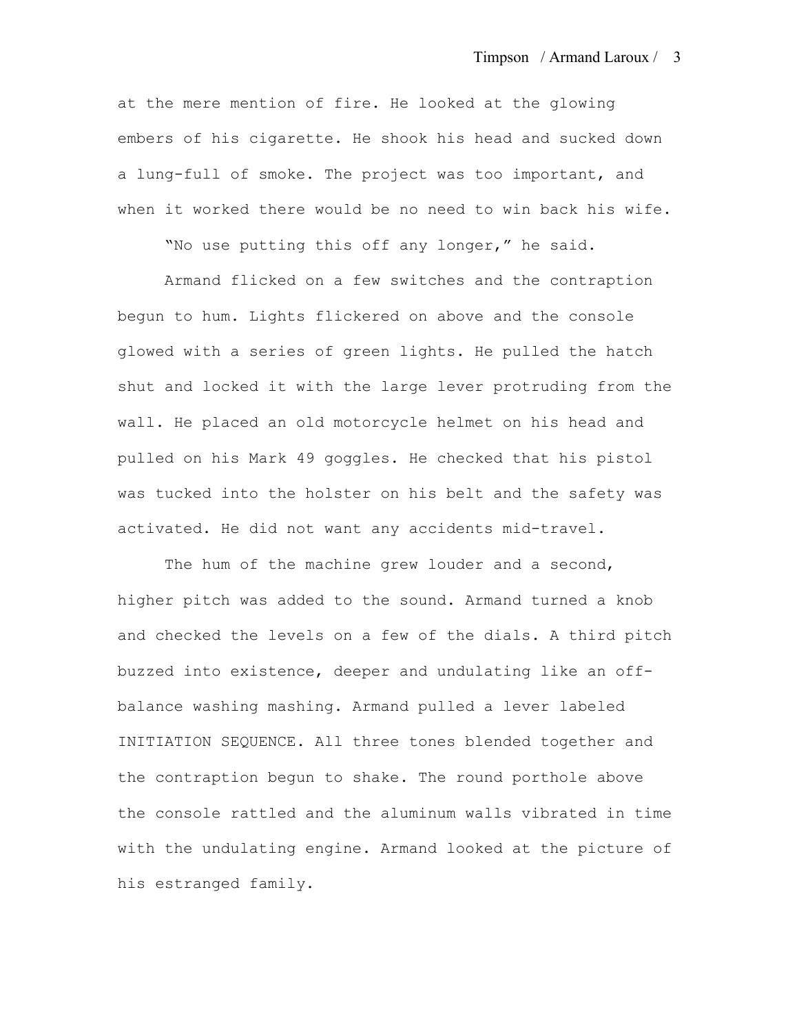at the mere mention of fire. He looked at the glowing embers of his cigarette. He shook his head and sucked down a lung-full of smoke. The project was too important, and when it worked there would be no need to win back his wife.

"No use putting this off any longer," he said.

Armand flicked on a few switches and the contraption begun to hum. Lights flickered on above and the console glowed with a series of green lights. He pulled the hatch shut and locked it with the large lever protruding from the wall. He placed an old motorcycle helmet on his head and pulled on his Mark 49 goggles. He checked that his pistol was tucked into the holster on his belt and the safety was activated. He did not want any accidents mid-travel.

The hum of the machine grew louder and a second, higher pitch was added to the sound. Armand turned a knob and checked the levels on a few of the dials. A third pitch buzzed into existence, deeper and undulating like an off-balance washing mashing. Armand pulled a lever labeled INITIATION SEQUENCE. All three tones blended together and the contraption begun to shake. The round porthole above the console rattled and the aluminum walls vibrated in time with the undulating engine. Armand looked at the picture of his estranged family.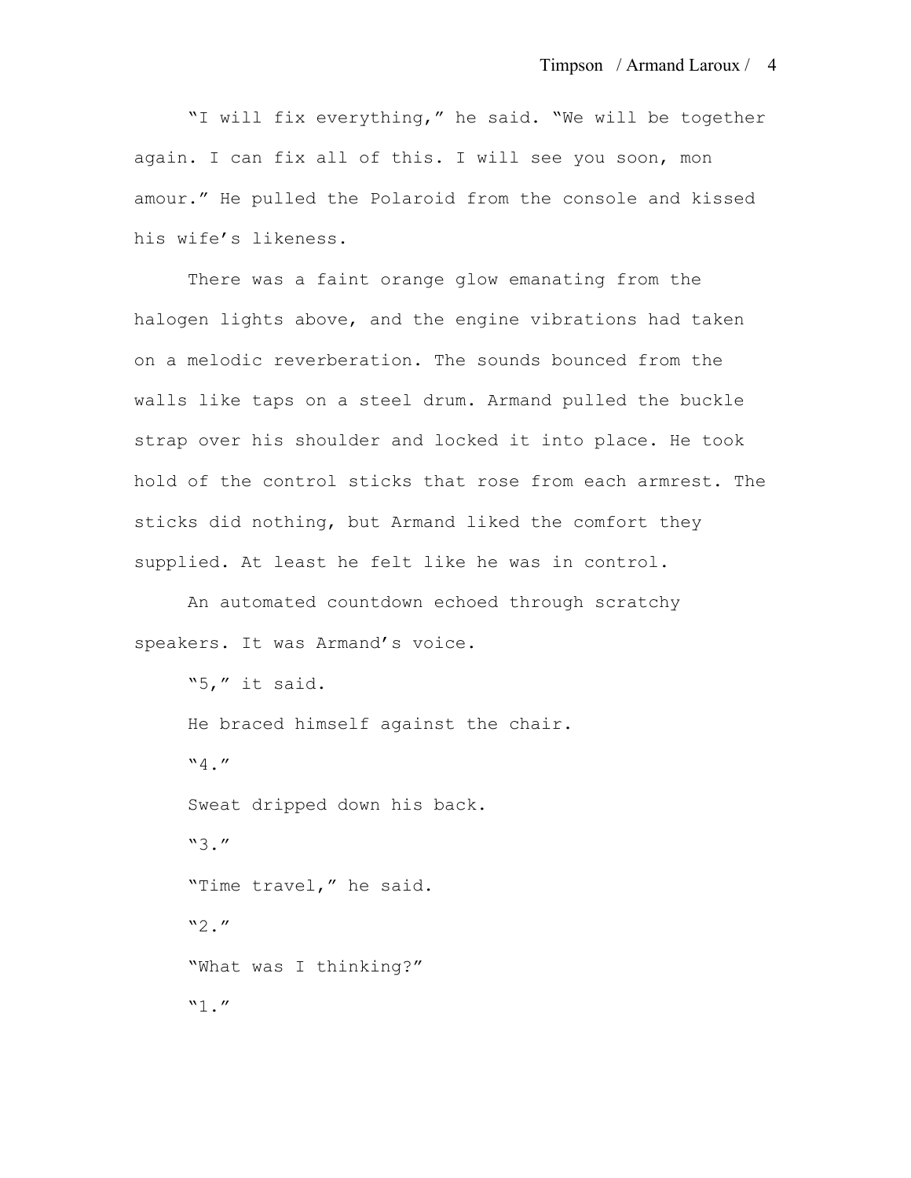"I will fix everything," he said. "We will be together again. I can fix all of this. I will see you soon, mon amour." He pulled the Polaroid from the console and kissed his wife's likeness.

There was a faint orange glow emanating from the halogen lights above, and the engine vibrations had taken on a melodic reverberation. The sounds bounced from the walls like taps on a steel drum. Armand pulled the buckle strap over his shoulder and locked it into place. He took hold of the control sticks that rose from each armrest. The sticks did nothing, but Armand liked the comfort they supplied. At least he felt like he was in control.

An automated countdown echoed through scratchy speakers. It was Armand's voice.

"5," it said.

He braced himself against the chair.

"4."

Sweat dripped down his back.

"3."

"Time travel," he said.

"2."

"What was I thinking?"

"1."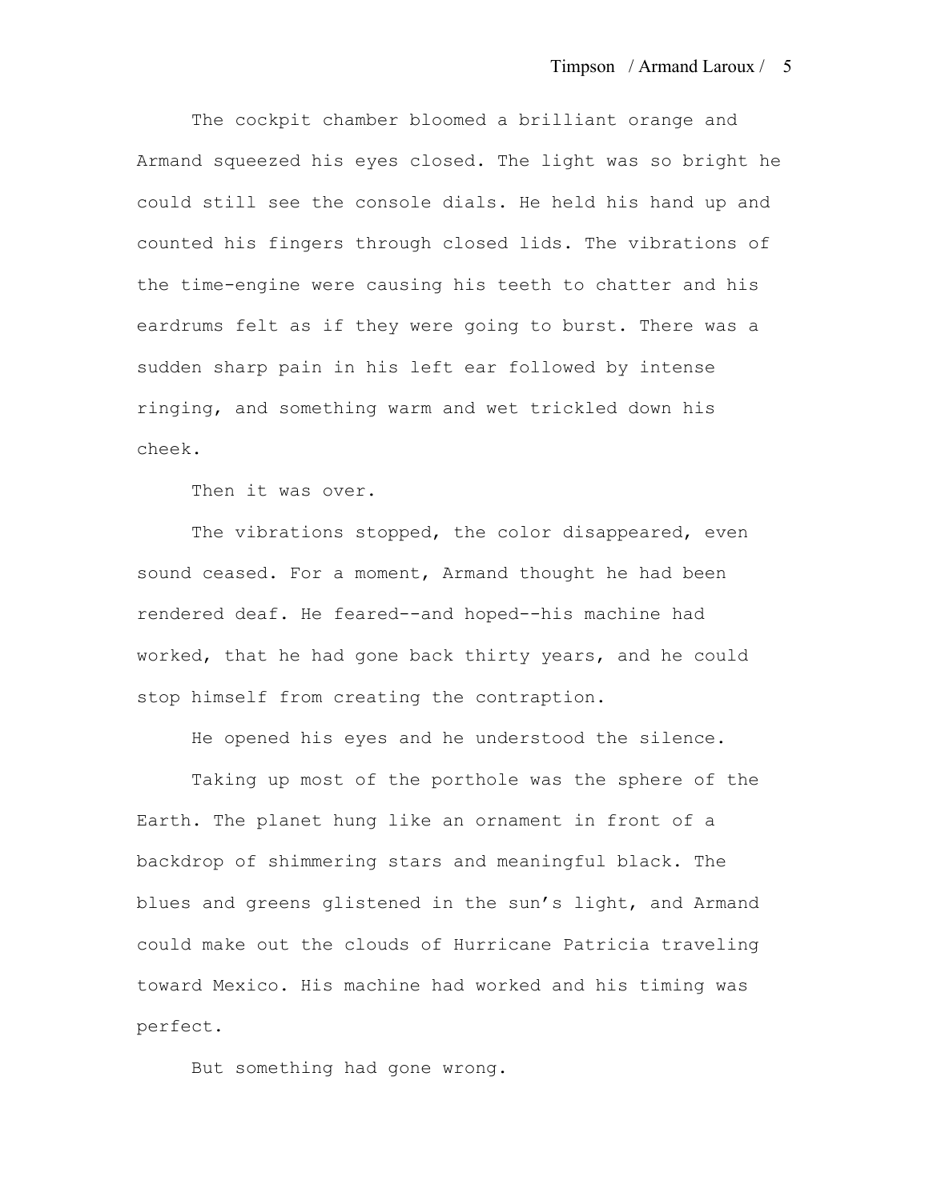The cockpit chamber bloomed a brilliant orange and Armand squeezed his eyes closed. The light was so bright he could still see the console dials. He held his hand up and counted his fingers through closed lids. The vibrations of the time-engine were causing his teeth to chatter and his eardrums felt as if they were going to burst. There was a sudden sharp pain in his left ear followed by intense ringing, and something warm and wet trickled down his cheek.

Then it was over.

The vibrations stopped, the color disappeared, even sound ceased. For a moment, Armand thought he had been rendered deaf. He feared--and hoped--his machine had worked, that he had gone back thirty years, and he could stop himself from creating the contraption.

He opened his eyes and he understood the silence.

Taking up most of the porthole was the sphere of the Earth. The planet hung like an ornament in front of a backdrop of shimmering stars and meaningful black. The blues and greens glistened in the sun's light, and Armand could make out the clouds of Hurricane Patricia traveling toward Mexico. His machine had worked and his timing was perfect.

But something had gone wrong.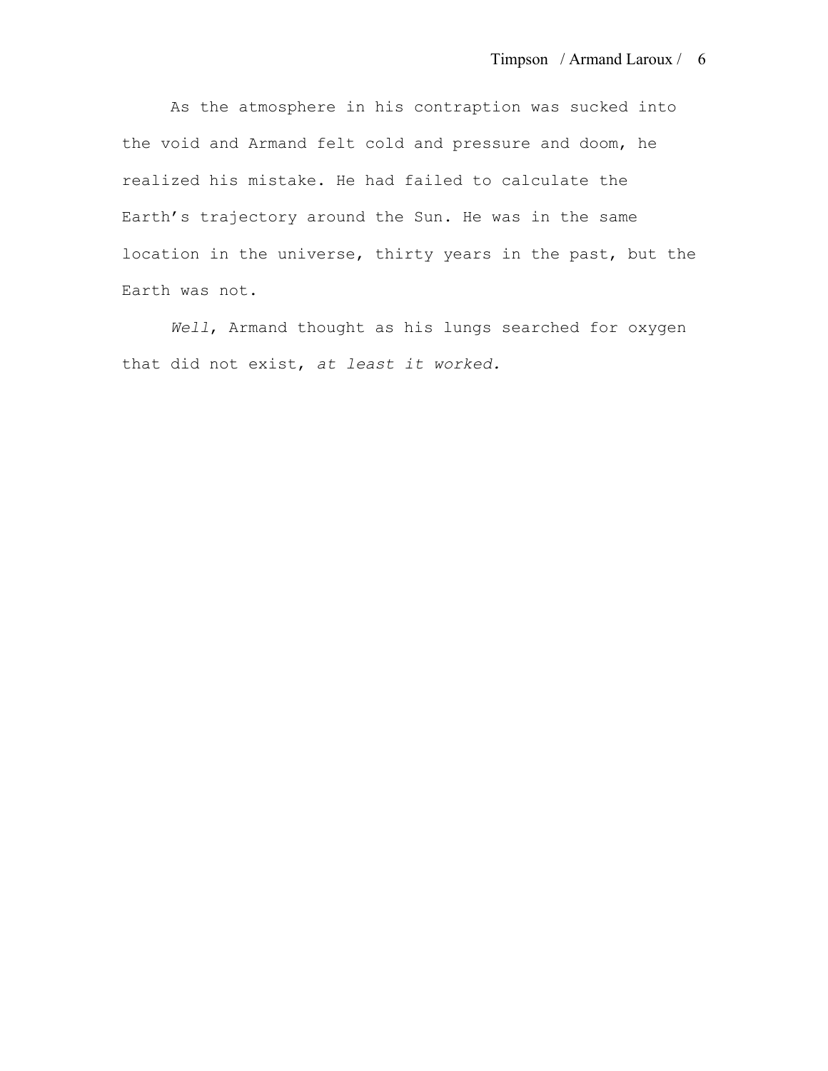As the atmosphere in his contraption was sucked into the void and Armand felt cold and pressure and doom, he realized his mistake. He had failed to calculate the Earth’s trajectory around the Sun. He was in the same location in the universe, thirty years in the past, but the Earth was not.

*Well*, Armand thought as his lungs searched for oxygen that did not exist, *at least it worked.*